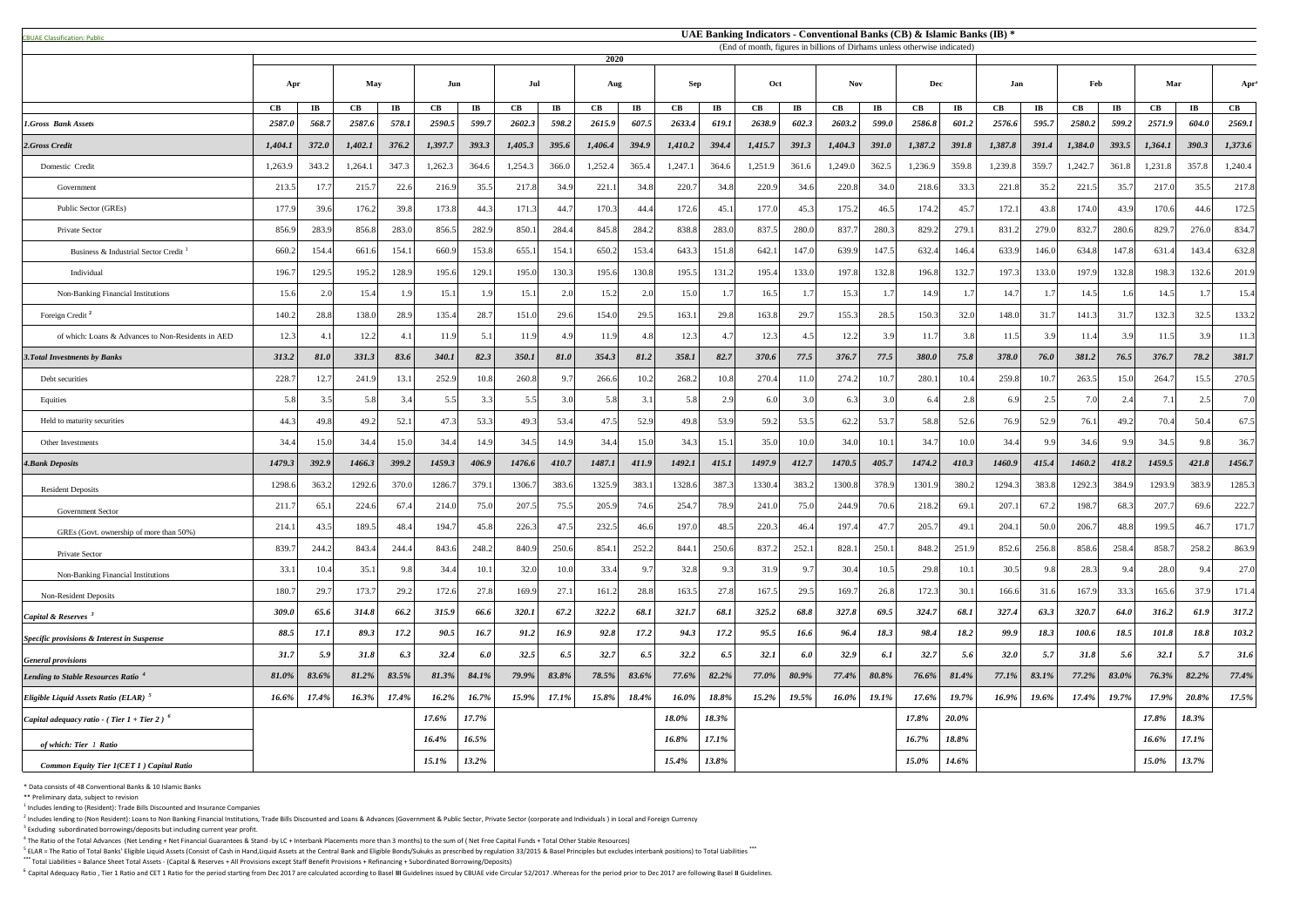CBUAE Classification: Public

# UAE Banking Indicators - Conventional Banks (CB) & Islamic Banks (IB) *

(End of month, figures in billions of Dirhams unless otherwise indicated)

| | 2020 | | | | | | | | | | | | | | | | | | | | | | | | |
|---|---|---|---|---|---|---|---|---|---|---|---|---|---|---|---|---|---|---|---|---|---|---|---|---|---|
| | Apr | | May | | Jun | | Jul | | Aug | | Sep | | Oct | | Nov | | Dec | | Jan | | Feb | | Mar | | Apr* |
| | CB | IB | CB | IB | CB | IB | CB | IB | CB | IB | CB | IB | CB | IB | CB | IB | CB | IB | CB | IB | CB | IB | CB | IB | CB |
| ***1.Gross Bank Assets*** | *2587.0* | *568.7* | *2587.6* | *578.1* | *2590.5* | *599.7* | *2602.3* | *598.2* | *2615.9* | *607.5* | *2633.4* | *619.1* | *2638.9* | *602.3* | *2603.2* | *599.0* | *2586.8* | *601.2* | *2576.6* | *595.7* | *2580.2* | *599.2* | *2571.9* | *604.0* | *2569.1* |
| ***2.Gross Credit*** | *1,404.1* | *372.0* | *1,402.1* | *376.2* | *1,397.7* | *393.3* | *1,405.3* | *395.6* | *1,406.4* | *394.9* | *1,410.2* | *394.4* | *1,415.7* | *391.3* | *1,404.3* | *391.0* | *1,387.2* | *391.8* | *1,387.8* | *391.4* | *1,384.0* | *393.5* | *1,364.1* | *390.3* | *1,373.6* |
| Domestic Credit | 1,263.9 | 343.2 | 1,264.1 | 347.3 | 1,262.3 | 364.6 | 1,254.3 | 366.0 | 1,252.4 | 365.4 | 1,247.1 | 364.6 | 1,251.9 | 361.6 | 1,249.0 | 362.5 | 1,236.9 | 359.8 | 1,239.8 | 359.7 | 1,242.7 | 361.8 | 1,231.8 | 357.8 | 1,240.4 |
| Government | 213.5 | 17.7 | 215.7 | 22.6 | 216.9 | 35.5 | 217.8 | 34.9 | 221.1 | 34.8 | 220.7 | 34.8 | 220.9 | 34.6 | 220.8 | 34.0 | 218.6 | 33.3 | 221.8 | 35.2 | 221.5 | 35.7 | 217.0 | 35.5 | 217.8 |
| Public Sector (GREs) | 177.9 | 39.6 | 176.2 | 39.8 | 173.8 | 44.3 | 171.3 | 44.7 | 170.3 | 44.4 | 172.6 | 45.1 | 177.0 | 45.3 | 175.2 | 46.5 | 174.2 | 45.7 | 172.1 | 43.8 | 174.0 | 43.9 | 170.6 | 44.6 | 172.5 |
| Private Sector | 856.9 | 283.9 | 856.8 | 283.0 | 856.5 | 282.9 | 850.1 | 284.4 | 845.8 | 284.2 | 838.8 | 283.0 | 837.5 | 280.0 | 837.7 | 280.3 | 829.2 | 279.1 | 831.2 | 279.0 | 832.7 | 280.6 | 829.7 | 276.0 | 834.7 |
| Business & Industrial Sector Credit [1] | 660.2 | 154.4 | 661.6 | 154.1 | 660.9 | 153.8 | 655.1 | 154.1 | 650.2 | 153.4 | 643.3 | 151.8 | 642.1 | 147.0 | 639.9 | 147.5 | 632.4 | 146.4 | 633.9 | 146.0 | 634.8 | 147.8 | 631.4 | 143.4 | 632.8 |
| Individual | 196.7 | 129.5 | 195.2 | 128.9 | 195.6 | 129.1 | 195.0 | 130.3 | 195.6 | 130.8 | 195.5 | 131.2 | 195.4 | 133.0 | 197.8 | 132.8 | 196.8 | 132.7 | 197.3 | 133.0 | 197.9 | 132.8 | 198.3 | 132.6 | 201.9 |
| Non-Banking Financial Institutions | 15.6 | 2.0 | 15.4 | 1.9 | 15.1 | 1.9 | 15.1 | 2.0 | 15.2 | 2.0 | 15.0 | 1.7 | 16.5 | 1.7 | 15.3 | 1.7 | 14.9 | 1.7 | 14.7 | 1.7 | 14.5 | 1.6 | 14.5 | 1.7 | 15.4 |
| Foreign Credit [2] | 140.2 | 28.8 | 138.0 | 28.9 | 135.4 | 28.7 | 151.0 | 29.6 | 154.0 | 29.5 | 163.1 | 29.8 | 163.8 | 29.7 | 155.3 | 28.5 | 150.3 | 32.0 | 148.0 | 31.7 | 141.3 | 31.7 | 132.3 | 32.5 | 133.2 |
| of which: Loans & Advances to Non-Residents in AED | 12.3 | 4.1 | 12.2 | 4.1 | 11.9 | 5.1 | 11.9 | 4.9 | 11.9 | 4.8 | 12.3 | 4.7 | 12.3 | 4.5 | 12.2 | 3.9 | 11.7 | 3.8 | 11.5 | 3.9 | 11.4 | 3.9 | 11.5 | 3.9 | 11.3 |
| ***3.Total Investments by Banks*** | *313.2* | *81.0* | *331.3* | *83.6* | *340.1* | *82.3* | *350.1* | *81.0* | *354.3* | *81.2* | *358.1* | *82.7* | *370.6* | *77.5* | *376.7* | *77.5* | *380.0* | *75.8* | *378.0* | *76.0* | *381.2* | *76.5* | *376.7* | *78.2* | *381.7* |
| Debt securities | 228.7 | 12.7 | 241.9 | 13.1 | 252.9 | 10.8 | 260.8 | 9.7 | 266.6 | 10.2 | 268.2 | 10.8 | 270.4 | 11.0 | 274.2 | 10.7 | 280.1 | 10.4 | 259.8 | 10.7 | 263.5 | 15.0 | 264.7 | 15.5 | 270.5 |
| Equities | 5.8 | 3.5 | 5.8 | 3.4 | 5.5 | 3.3 | 5.5 | 3.0 | 5.8 | 3.1 | 5.8 | 2.9 | 6.0 | 3.0 | 6.3 | 3.0 | 6.4 | 2.8 | 6.9 | 2.5 | 7.0 | 2.4 | 7.1 | 2.5 | 7.0 |
| Held to maturity securities | 44.3 | 49.8 | 49.2 | 52.1 | 47.3 | 53.3 | 49.3 | 53.4 | 47.5 | 52.9 | 49.8 | 53.9 | 59.2 | 53.5 | 62.2 | 53.7 | 58.8 | 52.6 | 76.9 | 52.9 | 76.1 | 49.2 | 70.4 | 50.4 | 67.5 |
| Other Investments | 34.4 | 15.0 | 34.4 | 15.0 | 34.4 | 14.9 | 34.5 | 14.9 | 34.4 | 15.0 | 34.3 | 15.1 | 35.0 | 10.0 | 34.0 | 10.1 | 34.7 | 10.0 | 34.4 | 9.9 | 34.6 | 9.9 | 34.5 | 9.8 | 36.7 |
| ***4.Bank Deposits*** | *1479.3* | *392.9* | *1466.3* | *399.2* | *1459.3* | *406.9* | *1476.6* | *410.7* | *1487.1* | *411.9* | *1492.1* | *415.1* | *1497.9* | *412.7* | *1470.5* | *405.7* | *1474.2* | *410.3* | *1460.9* | *415.4* | *1460.2* | *418.2* | *1459.5* | *421.8* | *1456.7* |
| Resident Deposits | 1298.6 | 363.2 | 1292.6 | 370.0 | 1286.7 | 379.1 | 1306.7 | 383.6 | 1325.9 | 383.1 | 1328.6 | 387.3 | 1330.4 | 383.2 | 1300.8 | 378.9 | 1301.9 | 380.2 | 1294.3 | 383.8 | 1292.3 | 384.9 | 1293.9 | 383.9 | 1285.3 |
| Government Sector | 211.7 | 65.1 | 224.6 | 67.4 | 214.0 | 75.0 | 207.5 | 75.5 | 205.9 | 74.6 | 254.7 | 78.9 | 241.0 | 75.0 | 244.9 | 70.6 | 218.2 | 69.1 | 207.1 | 67.2 | 198.7 | 68.3 | 207.7 | 69.6 | 222.7 |
| GREs (Govt. ownership of more than 50%) | 214.1 | 43.5 | 189.5 | 48.4 | 194.7 | 45.8 | 226.3 | 47.5 | 232.5 | 46.6 | 197.0 | 48.5 | 220.3 | 46.4 | 197.4 | 47.7 | 205.7 | 49.1 | 204.1 | 50.0 | 206.7 | 48.8 | 199.5 | 46.7 | 171.7 |
| Private Sector | 839.7 | 244.2 | 843.4 | 244.4 | 843.6 | 248.2 | 840.9 | 250.6 | 854.1 | 252.2 | 844.1 | 250.6 | 837.2 | 252.1 | 828.1 | 250.1 | 848.2 | 251.9 | 852.6 | 256.8 | 858.6 | 258.4 | 858.7 | 258.2 | 863.9 |
| Non-Banking Financial Institutions | 33.1 | 10.4 | 35.1 | 9.8 | 34.4 | 10.1 | 32.0 | 10.0 | 33.4 | 9.7 | 32.8 | 9.3 | 31.9 | 9.7 | 30.4 | 10.5 | 29.8 | 10.1 | 30.5 | 9.8 | 28.3 | 9.4 | 28.0 | 9.4 | 27.0 |
| Non-Resident Deposits | 180.7 | 29.7 | 173.7 | 29.2 | 172.6 | 27.8 | 169.9 | 27.1 | 161.2 | 28.8 | 163.5 | 27.8 | 167.5 | 29.5 | 169.7 | 26.8 | 172.3 | 30.1 | 166.6 | 31.6 | 167.9 | 33.3 | 165.6 | 37.9 | 171.4 |
| ***Capital & Reserves*** [3] | *309.0* | *65.6* | *314.8* | *66.2* | *315.9* | *66.6* | *320.1* | *67.2* | *322.2* | *68.1* | *321.7* | *68.1* | *325.2* | *68.8* | *327.8* | *69.5* | *324.7* | *68.1* | *327.4* | *63.3* | *320.7* | *64.0* | *316.2* | *61.9* | *317.2* |
| ***Specific provisions & Interest in Suspense*** | *88.5* | *17.1* | *89.3* | *17.2* | *90.5* | *16.7* | *91.2* | *16.9* | *92.8* | *17.2* | *94.3* | *17.2* | *95.5* | *16.6* | *96.4* | *18.3* | *98.4* | *18.2* | *99.9* | *18.3* | *100.6* | *18.5* | *101.8* | *18.8* | *103.2* |
| ***General provisions*** | *31.7* | *5.9* | *31.8* | *6.3* | *32.4* | *6.0* | *32.5* | *6.5* | *32.7* | *6.5* | *32.2* | *6.5* | *32.1* | *6.0* | *32.9* | *6.1* | *32.7* | *5.6* | *32.0* | *5.7* | *31.8* | *5.6* | *32.1* | *5.7* | *31.6* |
| ***Lending to Stable Resources Ratio*** [4] | *81.0%* | *83.6%* | *81.2%* | *83.5%* | *81.3%* | *84.1%* | *79.9%* | *83.8%* | *78.5%* | *83.6%* | *77.6%* | *82.2%* | *77.0%* | *80.9%* | *77.4%* | *80.8%* | *76.6%* | *81.4%* | *77.1%* | *83.1%* | *77.2%* | *83.0%* | *76.3%* | *82.2%* | *77.4%* |
| ***Eligible Liquid Assets Ratio (ELAR)*** [5] | *16.6%* | *17.4%* | *16.3%* | *17.4%* | *16.2%* | *16.7%* | *15.9%* | *17.1%* | *15.8%* | *18.4%* | *16.0%* | *18.8%* | *15.2%* | *19.5%* | *16.0%* | *19.1%* | *17.6%* | *19.7%* | *16.9%* | *19.6%* | *17.4%* | *19.7%* | *17.9%* | *20.8%* | *17.5%* |
| ***Capital adequacy ratio - ( Tier 1 + Tier 2 )*** [6] | | | | | *17.6%* | *17.7%* | | | | | *18.0%* | *18.3%* | | | | | *17.8%* | *20.0%* | | | | | *17.8%* | *18.3%* | |
| ***of which: Tier 1 Ratio*** | | | | | *16.4%* | *16.5%* | | | | | *16.8%* | *17.1%* | | | | | *16.7%* | *18.8%* | | | | | *16.6%* | *17.1%* | |
| ***Common Equity Tier 1(CET 1 ) Capital Ratio*** | | | | | *15.1%* | *13.2%* | | | | | *15.4%* | *13.8%* | | | | | *15.0%* | *14.6%* | | | | | *15.0%* | *13.7%* | |

\* Data consists of 48 Conventional Banks & 10 Islamic Banks

** Preliminary data, subject to revision

[1] Includes lending to (Resident): Trade Bills Discounted and Insurance Companies

[2] Includes lending to (Non Resident): Loans to Non Banking Financial Institutions, Trade Bills Discounted and Loans & Advances (Government & Public Sector, Private Sector (corporate and Individuals ) in Local and Foreign Currency

[3] Excluding subordinated borrowings/deposits but including current year profit.

[4] The Ratio of the Total Advances (Net Lending + Net Financial Guarantees & Stand -by LC + Interbank Placements more than 3 months) to the sum of ( Net Free Capital Funds + Total Other Stable Resources)

[5] ELAR = The Ratio of Total Banks' Eligible Liquid Assets (Consist of Cash in Hand,Liquid Assets at the Central Bank and Eligible Bonds/Sukuks as prescribed by regulation 33/2015 & Basel Principles but excludes interbank positions) to Total Liabilities ***

*** Total Liabilities = Balance Sheet Total Assets - (Capital & Reserves + All Provisions except Staff Benefit Provisions + Refinancing + Subordinated Borrowing/Deposits)

[6] Capital Adequacy Ratio , Tier 1 Ratio and CET 1 Ratio for the period starting from Dec 2017 are calculated according to Basel III Guidelines issued by CBUAE vide Circular 52/2017 .Whereas for the period prior to Dec 2017 are following Basel II Guidelines.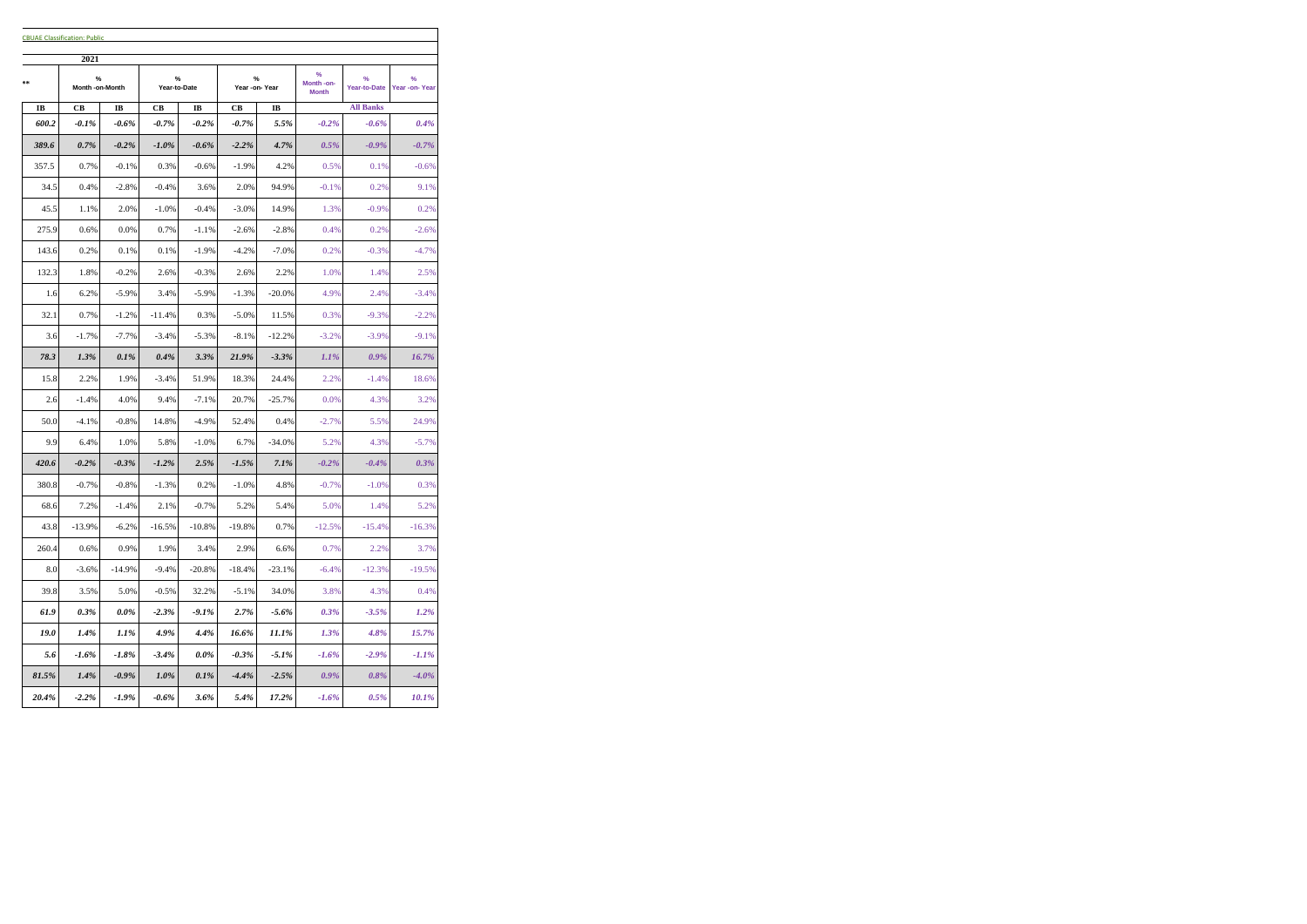CBUAE Classification: Public

| 2021 | | | | | | | | | |
|---|---|---|---|---|---|---|---|---|---|
| ** | % Month -on-Month | | % Year-to-Date | | % Year -on- Year | | % Month -on-Month | % Year-to-Date | % Year -on- Year |
| IB | CB | IB | CB | IB | CB | IB | All Banks | | |
| *600.2* | *-0.1%* | *-0.6%* | *-0.7%* | *-0.2%* | *-0.7%* | *5.5%* | *-0.2%* | *-0.6%* | *0.4%* |
| *389.6* | *0.7%* | *-0.2%* | *-1.0%* | *-0.6%* | *-2.2%* | *4.7%* | *0.5%* | *-0.9%* | *-0.7%* |
| 357.5 | 0.7% | -0.1% | 0.3% | -0.6% | -1.9% | 4.2% | 0.5% | 0.1% | -0.6% |
| 34.5 | 0.4% | -2.8% | -0.4% | 3.6% | 2.0% | 94.9% | -0.1% | 0.2% | 9.1% |
| 45.5 | 1.1% | 2.0% | -1.0% | -0.4% | -3.0% | 14.9% | 1.3% | -0.9% | 0.2% |
| 275.9 | 0.6% | 0.0% | 0.7% | -1.1% | -2.6% | -2.8% | 0.4% | 0.2% | -2.6% |
| 143.6 | 0.2% | 0.1% | 0.1% | -1.9% | -4.2% | -7.0% | 0.2% | -0.3% | -4.7% |
| 132.3 | 1.8% | -0.2% | 2.6% | -0.3% | 2.6% | 2.2% | 1.0% | 1.4% | 2.5% |
| 1.6 | 6.2% | -5.9% | 3.4% | -5.9% | -1.3% | -20.0% | 4.9% | 2.4% | -3.4% |
| 32.1 | 0.7% | -1.2% | -11.4% | 0.3% | -5.0% | 11.5% | 0.3% | -9.3% | -2.2% |
| 3.6 | -1.7% | -7.7% | -3.4% | -5.3% | -8.1% | -12.2% | -3.2% | -3.9% | -9.1% |
| *78.3* | *1.3%* | *0.1%* | *0.4%* | *3.3%* | *21.9%* | *-3.3%* | *1.1%* | *0.9%* | *16.7%* |
| 15.8 | 2.2% | 1.9% | -3.4% | 51.9% | 18.3% | 24.4% | 2.2% | -1.4% | 18.6% |
| 2.6 | -1.4% | 4.0% | 9.4% | -7.1% | 20.7% | -25.7% | 0.0% | 4.3% | 3.2% |
| 50.0 | -4.1% | -0.8% | 14.8% | -4.9% | 52.4% | 0.4% | -2.7% | 5.5% | 24.9% |
| 9.9 | 6.4% | 1.0% | 5.8% | -1.0% | 6.7% | -34.0% | 5.2% | 4.3% | -5.7% |
| *420.6* | *-0.2%* | *-0.3%* | *-1.2%* | *2.5%* | *-1.5%* | *7.1%* | *-0.2%* | *-0.4%* | *0.3%* |
| 380.8 | -0.7% | -0.8% | -1.3% | 0.2% | -1.0% | 4.8% | -0.7% | -1.0% | 0.3% |
| 68.6 | 7.2% | -1.4% | 2.1% | -0.7% | 5.2% | 5.4% | 5.0% | 1.4% | 5.2% |
| 43.8 | -13.9% | -6.2% | -16.5% | -10.8% | -19.8% | 0.7% | -12.5% | -15.4% | -16.3% |
| 260.4 | 0.6% | 0.9% | 1.9% | 3.4% | 2.9% | 6.6% | 0.7% | 2.2% | 3.7% |
| 8.0 | -3.6% | -14.9% | -9.4% | -20.8% | -18.4% | -23.1% | -6.4% | -12.3% | -19.5% |
| 39.8 | 3.5% | 5.0% | -0.5% | 32.2% | -5.1% | 34.0% | 3.8% | 4.3% | 0.4% |
| *61.9* | *0.3%* | *0.0%* | *-2.3%* | *-9.1%* | *2.7%* | *-5.6%* | *0.3%* | *-3.5%* | *1.2%* |
| *19.0* | *1.4%* | *1.1%* | *4.9%* | *4.4%* | *16.6%* | *11.1%* | *1.3%* | *4.8%* | *15.7%* |
| *5.6* | *-1.6%* | *-1.8%* | *-3.4%* | *0.0%* | *-0.3%* | *-5.1%* | *-1.6%* | *-2.9%* | *-1.1%* |
| *81.5%* | *1.4%* | *-0.9%* | *1.0%* | *0.1%* | *-4.4%* | *-2.5%* | *0.9%* | *0.8%* | *-4.0%* |
| *20.4%* | *-2.2%* | *-1.9%* | *-0.6%* | *3.6%* | *5.4%* | *17.2%* | *-1.6%* | *0.5%* | *10.1%* |